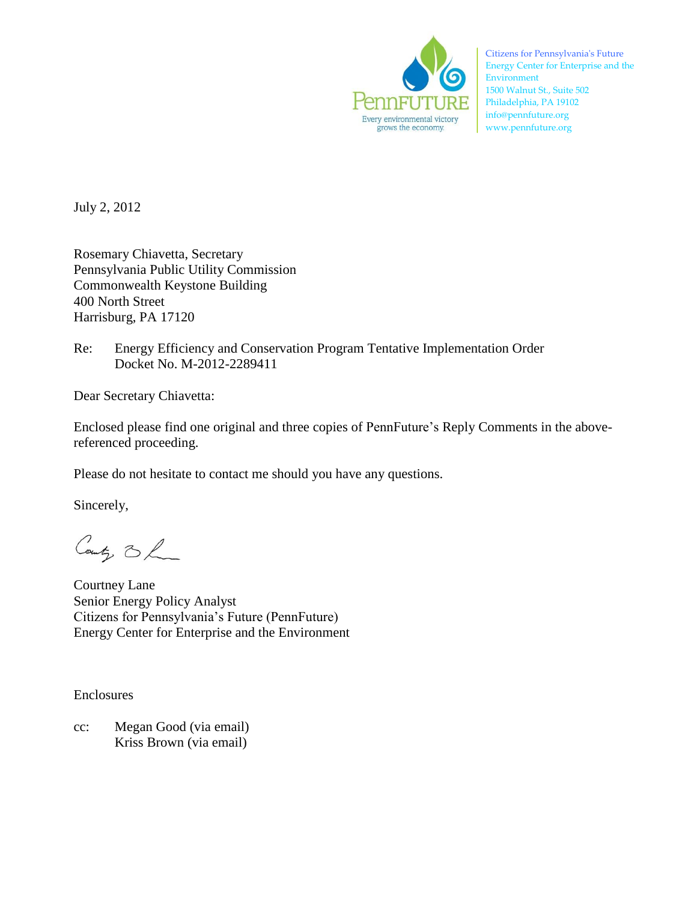PennFUTURE
Every environmental victory grows the economy.

Citizens for Pennsylvania's Future
Energy Center for Enterprise and the Environment
1500 Walnut St., Suite 502
Philadelphia, PA 19102
info@pennfuture.org
www.pennfuture.org

July 2, 2012

Rosemary Chiavetta, Secretary
Pennsylvania Public Utility Commission
Commonwealth Keystone Building
400 North Street
Harrisburg, PA 17120

Re: Energy Efficiency and Conservation Program Tentative Implementation Order
Docket No. M-2012-2289411

Dear Secretary Chiavetta:

Enclosed please find one original and three copies of PennFuture's Reply Comments in the above-referenced proceeding.

Please do not hesitate to contact me should you have any questions.

Sincerely,

Courtney Lane
Senior Energy Policy Analyst
Citizens for Pennsylvania's Future (PennFuture)
Energy Center for Enterprise and the Environment

Enclosures

cc: Megan Good (via email)
Kriss Brown (via email)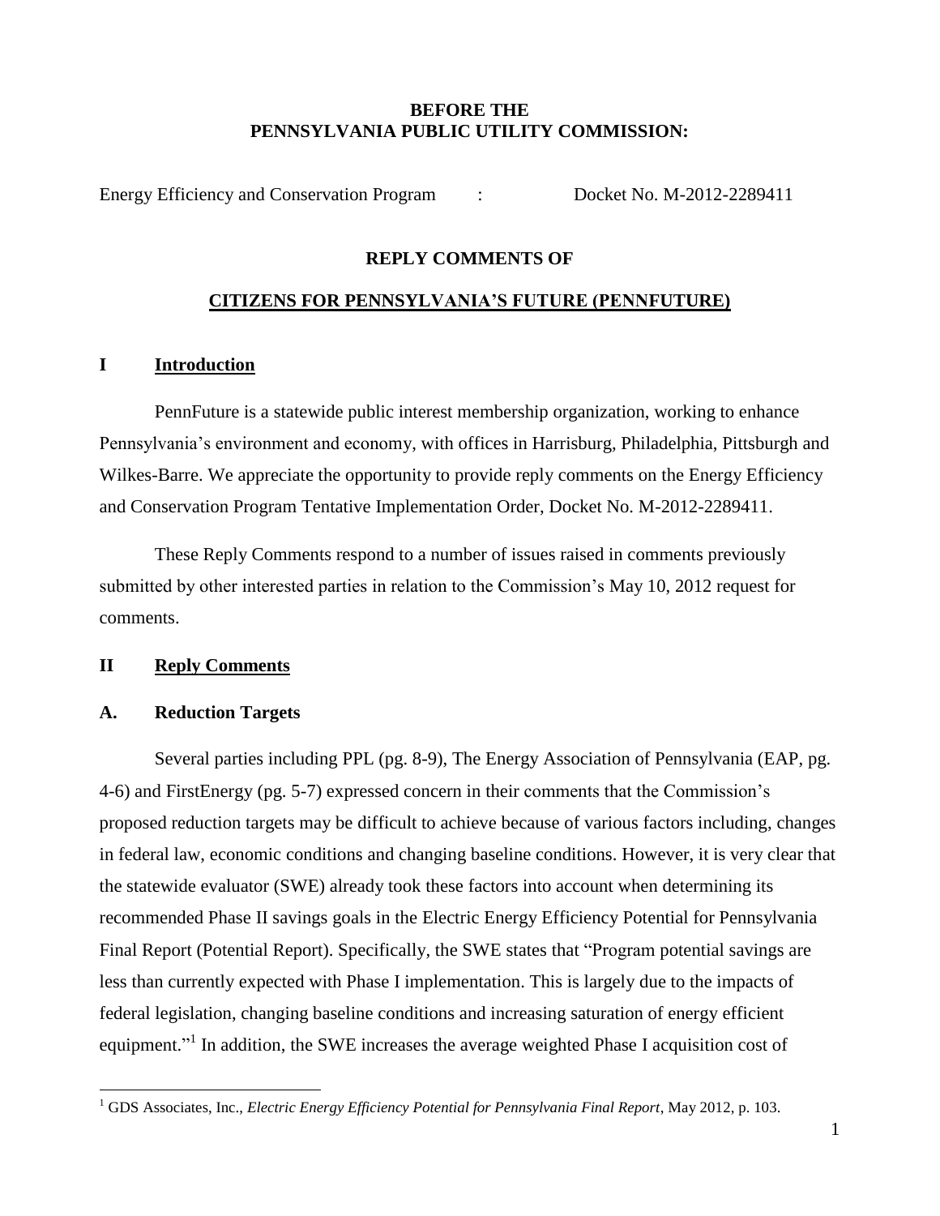**BEFORE THE**
**PENNSYLVANIA PUBLIC UTILITY COMMISSION:**

Energy Efficiency and Conservation Program : Docket No. M-2012-2289411

**REPLY COMMENTS OF**

**CITIZENS FOR PENNSYLVANIA'S FUTURE (PENNFUTURE)**

## I Introduction

PennFuture is a statewide public interest membership organization, working to enhance Pennsylvania's environment and economy, with offices in Harrisburg, Philadelphia, Pittsburgh and Wilkes-Barre. We appreciate the opportunity to provide reply comments on the Energy Efficiency and Conservation Program Tentative Implementation Order, Docket No. M-2012-2289411.

These Reply Comments respond to a number of issues raised in comments previously submitted by other interested parties in relation to the Commission's May 10, 2012 request for comments.

## II Reply Comments

### A. Reduction Targets

Several parties including PPL (pg. 8-9), The Energy Association of Pennsylvania (EAP, pg. 4-6) and FirstEnergy (pg. 5-7) expressed concern in their comments that the Commission's proposed reduction targets may be difficult to achieve because of various factors including, changes in federal law, economic conditions and changing baseline conditions. However, it is very clear that the statewide evaluator (SWE) already took these factors into account when determining its recommended Phase II savings goals in the Electric Energy Efficiency Potential for Pennsylvania Final Report (Potential Report). Specifically, the SWE states that "Program potential savings are less than currently expected with Phase I implementation. This is largely due to the impacts of federal legislation, changing baseline conditions and increasing saturation of energy efficient equipment."[1] In addition, the SWE increases the average weighted Phase I acquisition cost of

[1] GDS Associates, Inc., *Electric Energy Efficiency Potential for Pennsylvania Final Report*, May 2012, p. 103.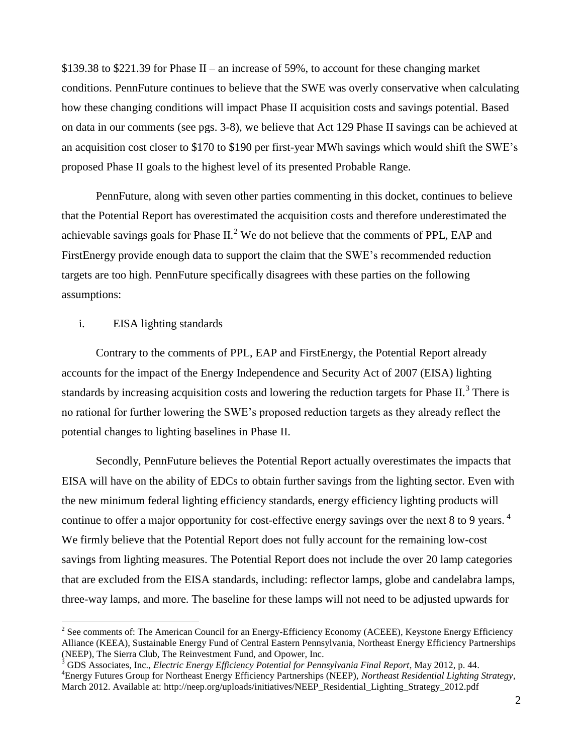$139.38 to $221.39 for Phase II – an increase of 59%, to account for these changing market conditions. PennFuture continues to believe that the SWE was overly conservative when calculating how these changing conditions will impact Phase II acquisition costs and savings potential. Based on data in our comments (see pgs. 3-8), we believe that Act 129 Phase II savings can be achieved at an acquisition cost closer to $170 to $190 per first-year MWh savings which would shift the SWE's proposed Phase II goals to the highest level of its presented Probable Range.

PennFuture, along with seven other parties commenting in this docket, continues to believe that the Potential Report has overestimated the acquisition costs and therefore underestimated the achievable savings goals for Phase II.[2] We do not believe that the comments of PPL, EAP and FirstEnergy provide enough data to support the claim that the SWE's recommended reduction targets are too high. PennFuture specifically disagrees with these parties on the following assumptions:

i. <u>EISA lighting standards</u>

Contrary to the comments of PPL, EAP and FirstEnergy, the Potential Report already accounts for the impact of the Energy Independence and Security Act of 2007 (EISA) lighting standards by increasing acquisition costs and lowering the reduction targets for Phase II.[3] There is no rational for further lowering the SWE's proposed reduction targets as they already reflect the potential changes to lighting baselines in Phase II.

Secondly, PennFuture believes the Potential Report actually overestimates the impacts that EISA will have on the ability of EDCs to obtain further savings from the lighting sector. Even with the new minimum federal lighting efficiency standards, energy efficiency lighting products will continue to offer a major opportunity for cost-effective energy savings over the next 8 to 9 years.[4] We firmly believe that the Potential Report does not fully account for the remaining low-cost savings from lighting measures. The Potential Report does not include the over 20 lamp categories that are excluded from the EISA standards, including: reflector lamps, globe and candelabra lamps, three-way lamps, and more. The baseline for these lamps will not need to be adjusted upwards for

---

[2] See comments of: The American Council for an Energy-Efficiency Economy (ACEEE), Keystone Energy Efficiency Alliance (KEEA), Sustainable Energy Fund of Central Eastern Pennsylvania, Northeast Energy Efficiency Partnerships (NEEP), The Sierra Club, The Reinvestment Fund, and Opower, Inc.

[3] GDS Associates, Inc., *Electric Energy Efficiency Potential for Pennsylvania Final Report*, May 2012, p. 44.

[4] Energy Futures Group for Northeast Energy Efficiency Partnerships (NEEP), *Northeast Residential Lighting Strategy*, March 2012. Available at: http://neep.org/uploads/initiatives/NEEP_Residential_Lighting_Strategy_2012.pdf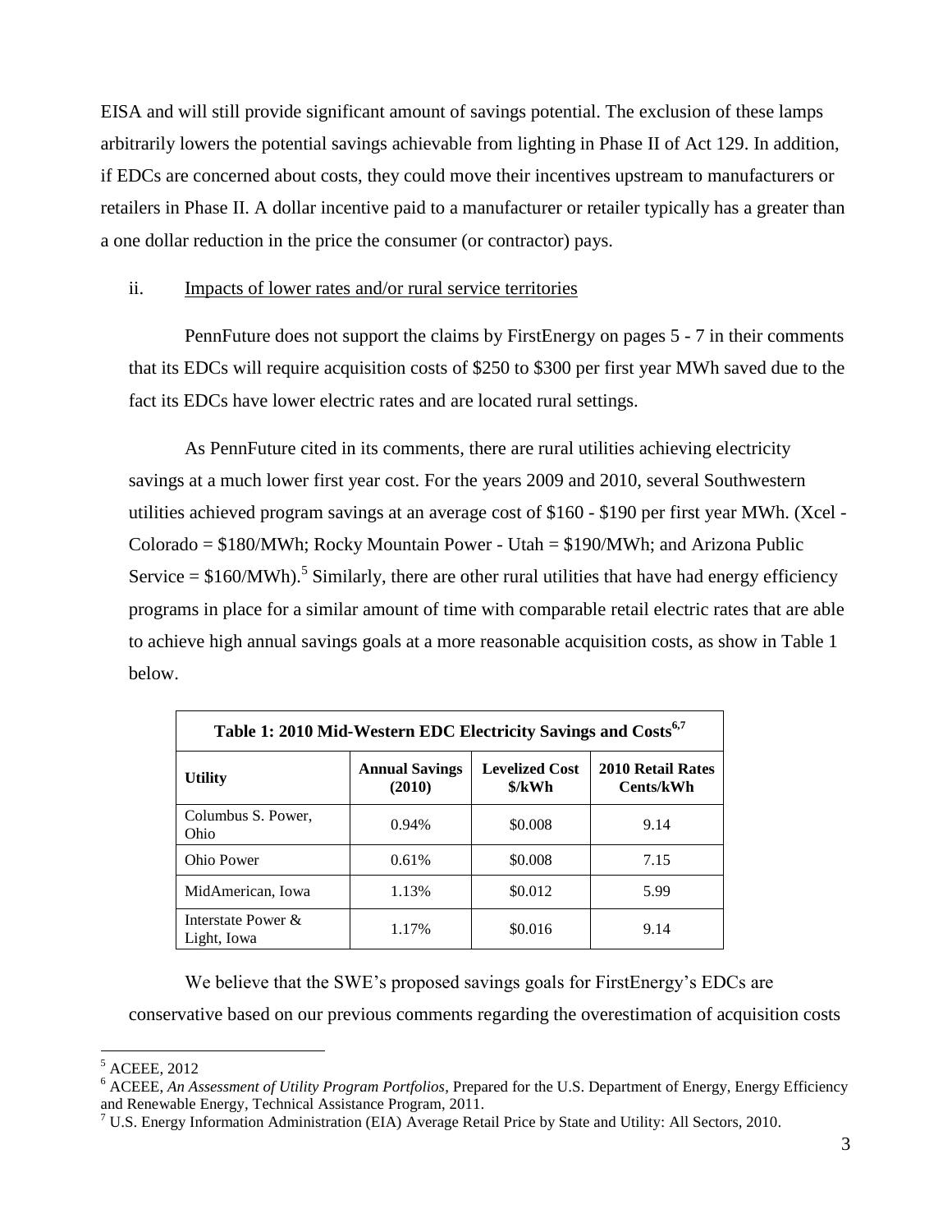EISA and will still provide significant amount of savings potential. The exclusion of these lamps arbitrarily lowers the potential savings achievable from lighting in Phase II of Act 129. In addition, if EDCs are concerned about costs, they could move their incentives upstream to manufacturers or retailers in Phase II. A dollar incentive paid to a manufacturer or retailer typically has a greater than a one dollar reduction in the price the consumer (or contractor) pays.

ii. Impacts of lower rates and/or rural service territories

PennFuture does not support the claims by FirstEnergy on pages 5 - 7 in their comments that its EDCs will require acquisition costs of \$250 to \$300 per first year MWh saved due to the fact its EDCs have lower electric rates and are located rural settings.

As PennFuture cited in its comments, there are rural utilities achieving electricity savings at a much lower first year cost. For the years 2009 and 2010, several Southwestern utilities achieved program savings at an average cost of \$160 - \$190 per first year MWh. (Xcel - Colorado = \$180/MWh; Rocky Mountain Power - Utah = \$190/MWh; and Arizona Public Service = \$160/MWh).[5] Similarly, there are other rural utilities that have had energy efficiency programs in place for a similar amount of time with comparable retail electric rates that are able to achieve high annual savings goals at a more reasonable acquisition costs, as show in Table 1 below.

**Table 1: 2010 Mid-Western EDC Electricity Savings and Costs[6,7]**

| Utility | Annual Savings (2010) | Levelized Cost \$/kWh | 2010 Retail Rates Cents/kWh |
|---|---|---|---|
| Columbus S. Power, Ohio | 0.94% | \$0.008 | 9.14 |
| Ohio Power | 0.61% | \$0.008 | 7.15 |
| MidAmerican, Iowa | 1.13% | \$0.012 | 5.99 |
| Interstate Power & Light, Iowa | 1.17% | \$0.016 | 9.14 |

We believe that the SWE's proposed savings goals for FirstEnergy's EDCs are conservative based on our previous comments regarding the overestimation of acquisition costs

[5] ACEEE, 2012

[6] ACEEE, *An Assessment of Utility Program Portfolios*, Prepared for the U.S. Department of Energy, Energy Efficiency and Renewable Energy, Technical Assistance Program, 2011.

[7] U.S. Energy Information Administration (EIA) Average Retail Price by State and Utility: All Sectors, 2010.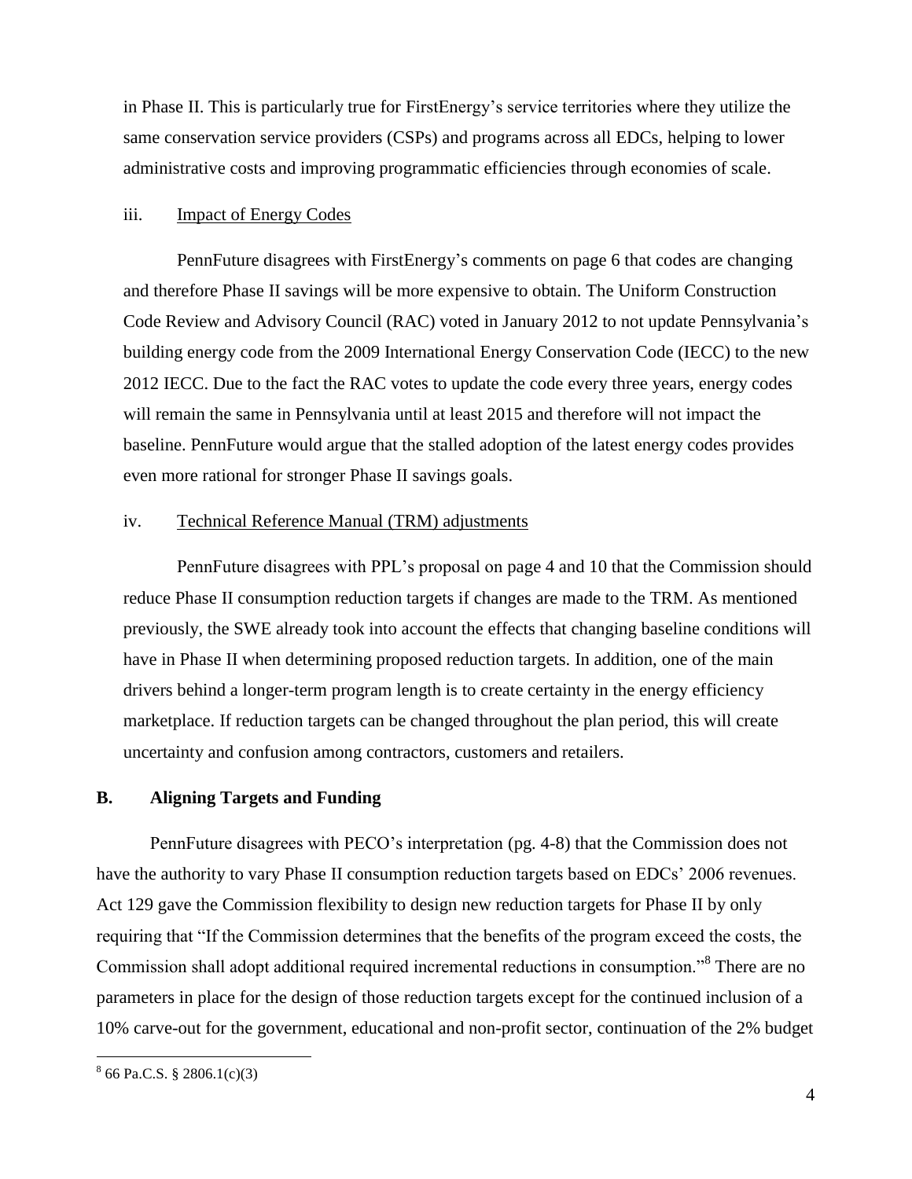in Phase II. This is particularly true for FirstEnergy's service territories where they utilize the same conservation service providers (CSPs) and programs across all EDCs, helping to lower administrative costs and improving programmatic efficiencies through economies of scale.

iii. Impact of Energy Codes

PennFuture disagrees with FirstEnergy's comments on page 6 that codes are changing and therefore Phase II savings will be more expensive to obtain. The Uniform Construction Code Review and Advisory Council (RAC) voted in January 2012 to not update Pennsylvania's building energy code from the 2009 International Energy Conservation Code (IECC) to the new 2012 IECC. Due to the fact the RAC votes to update the code every three years, energy codes will remain the same in Pennsylvania until at least 2015 and therefore will not impact the baseline. PennFuture would argue that the stalled adoption of the latest energy codes provides even more rational for stronger Phase II savings goals.

iv. Technical Reference Manual (TRM) adjustments

PennFuture disagrees with PPL's proposal on page 4 and 10 that the Commission should reduce Phase II consumption reduction targets if changes are made to the TRM. As mentioned previously, the SWE already took into account the effects that changing baseline conditions will have in Phase II when determining proposed reduction targets. In addition, one of the main drivers behind a longer-term program length is to create certainty in the energy efficiency marketplace. If reduction targets can be changed throughout the plan period, this will create uncertainty and confusion among contractors, customers and retailers.

### B. Aligning Targets and Funding

PennFuture disagrees with PECO's interpretation (pg. 4-8) that the Commission does not have the authority to vary Phase II consumption reduction targets based on EDCs' 2006 revenues. Act 129 gave the Commission flexibility to design new reduction targets for Phase II by only requiring that "If the Commission determines that the benefits of the program exceed the costs, the Commission shall adopt additional required incremental reductions in consumption."[8] There are no parameters in place for the design of those reduction targets except for the continued inclusion of a 10% carve-out for the government, educational and non-profit sector, continuation of the 2% budget

[8] 66 Pa.C.S. § 2806.1(c)(3)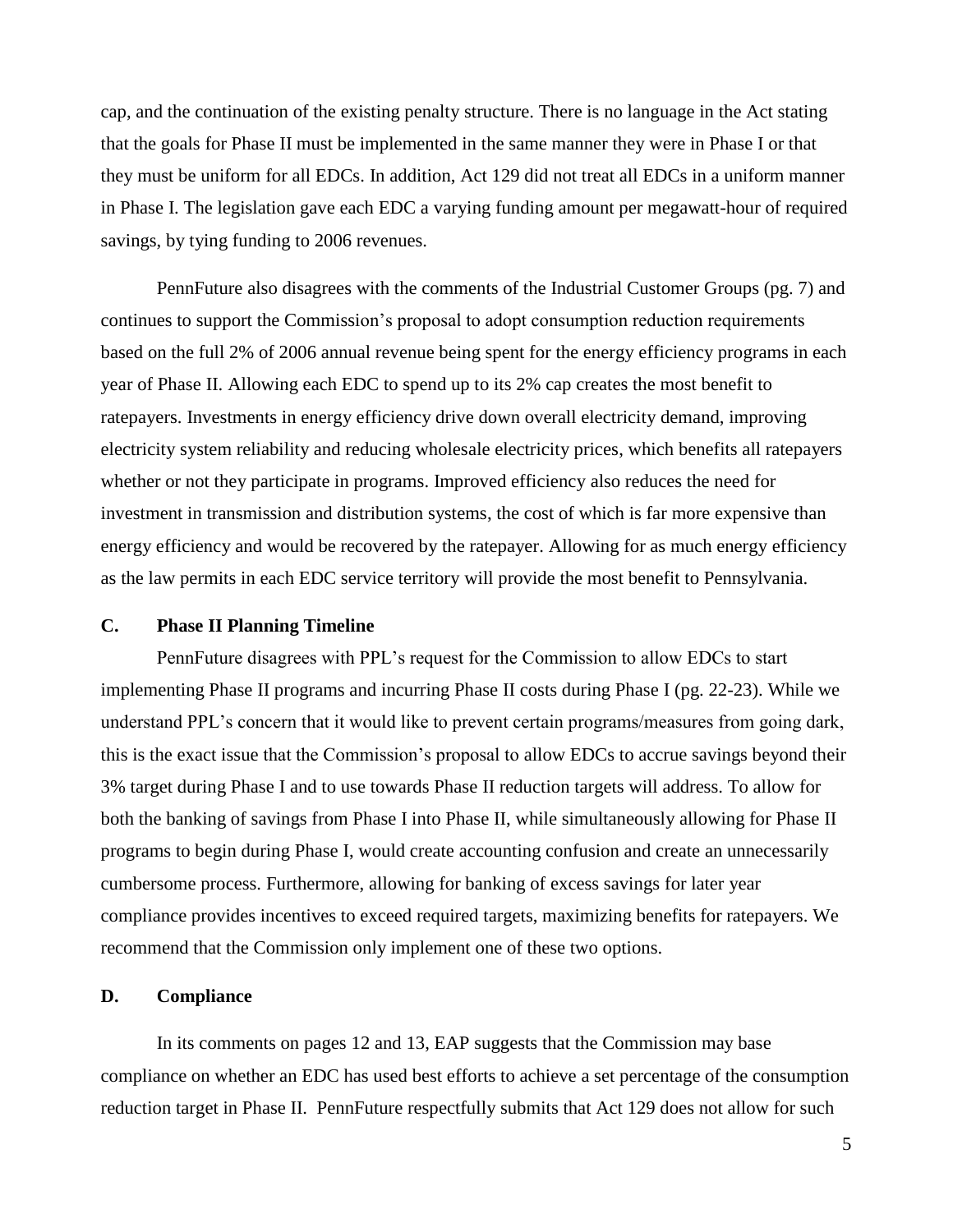cap, and the continuation of the existing penalty structure. There is no language in the Act stating that the goals for Phase II must be implemented in the same manner they were in Phase I or that they must be uniform for all EDCs. In addition, Act 129 did not treat all EDCs in a uniform manner in Phase I. The legislation gave each EDC a varying funding amount per megawatt-hour of required savings, by tying funding to 2006 revenues.

PennFuture also disagrees with the comments of the Industrial Customer Groups (pg. 7) and continues to support the Commission's proposal to adopt consumption reduction requirements based on the full 2% of 2006 annual revenue being spent for the energy efficiency programs in each year of Phase II. Allowing each EDC to spend up to its 2% cap creates the most benefit to ratepayers. Investments in energy efficiency drive down overall electricity demand, improving electricity system reliability and reducing wholesale electricity prices, which benefits all ratepayers whether or not they participate in programs. Improved efficiency also reduces the need for investment in transmission and distribution systems, the cost of which is far more expensive than energy efficiency and would be recovered by the ratepayer. Allowing for as much energy efficiency as the law permits in each EDC service territory will provide the most benefit to Pennsylvania.

### C. Phase II Planning Timeline

PennFuture disagrees with PPL's request for the Commission to allow EDCs to start implementing Phase II programs and incurring Phase II costs during Phase I (pg. 22-23). While we understand PPL's concern that it would like to prevent certain programs/measures from going dark, this is the exact issue that the Commission's proposal to allow EDCs to accrue savings beyond their 3% target during Phase I and to use towards Phase II reduction targets will address. To allow for both the banking of savings from Phase I into Phase II, while simultaneously allowing for Phase II programs to begin during Phase I, would create accounting confusion and create an unnecessarily cumbersome process. Furthermore, allowing for banking of excess savings for later year compliance provides incentives to exceed required targets, maximizing benefits for ratepayers. We recommend that the Commission only implement one of these two options.

### D. Compliance

In its comments on pages 12 and 13, EAP suggests that the Commission may base compliance on whether an EDC has used best efforts to achieve a set percentage of the consumption reduction target in Phase II. PennFuture respectfully submits that Act 129 does not allow for such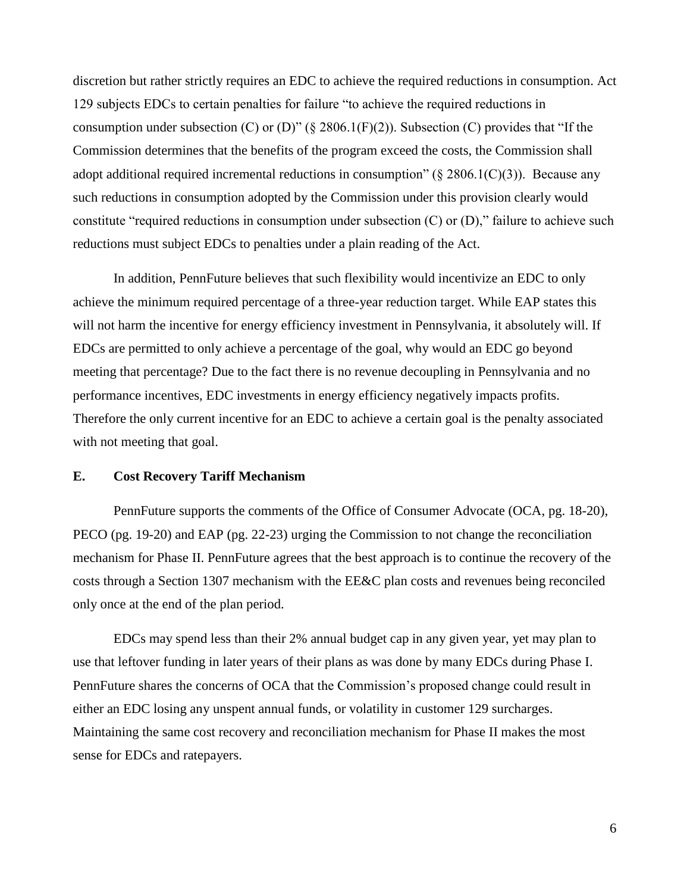discretion but rather strictly requires an EDC to achieve the required reductions in consumption. Act 129 subjects EDCs to certain penalties for failure "to achieve the required reductions in consumption under subsection (C) or (D)" (§ 2806.1(F)(2)). Subsection (C) provides that "If the Commission determines that the benefits of the program exceed the costs, the Commission shall adopt additional required incremental reductions in consumption" (§ 2806.1(C)(3)). Because any such reductions in consumption adopted by the Commission under this provision clearly would constitute "required reductions in consumption under subsection (C) or (D)," failure to achieve such reductions must subject EDCs to penalties under a plain reading of the Act.

In addition, PennFuture believes that such flexibility would incentivize an EDC to only achieve the minimum required percentage of a three-year reduction target. While EAP states this will not harm the incentive for energy efficiency investment in Pennsylvania, it absolutely will. If EDCs are permitted to only achieve a percentage of the goal, why would an EDC go beyond meeting that percentage? Due to the fact there is no revenue decoupling in Pennsylvania and no performance incentives, EDC investments in energy efficiency negatively impacts profits. Therefore the only current incentive for an EDC to achieve a certain goal is the penalty associated with not meeting that goal.

## E. Cost Recovery Tariff Mechanism

PennFuture supports the comments of the Office of Consumer Advocate (OCA, pg. 18-20), PECO (pg. 19-20) and EAP (pg. 22-23) urging the Commission to not change the reconciliation mechanism for Phase II. PennFuture agrees that the best approach is to continue the recovery of the costs through a Section 1307 mechanism with the EE&C plan costs and revenues being reconciled only once at the end of the plan period.

EDCs may spend less than their 2% annual budget cap in any given year, yet may plan to use that leftover funding in later years of their plans as was done by many EDCs during Phase I. PennFuture shares the concerns of OCA that the Commission's proposed change could result in either an EDC losing any unspent annual funds, or volatility in customer 129 surcharges. Maintaining the same cost recovery and reconciliation mechanism for Phase II makes the most sense for EDCs and ratepayers.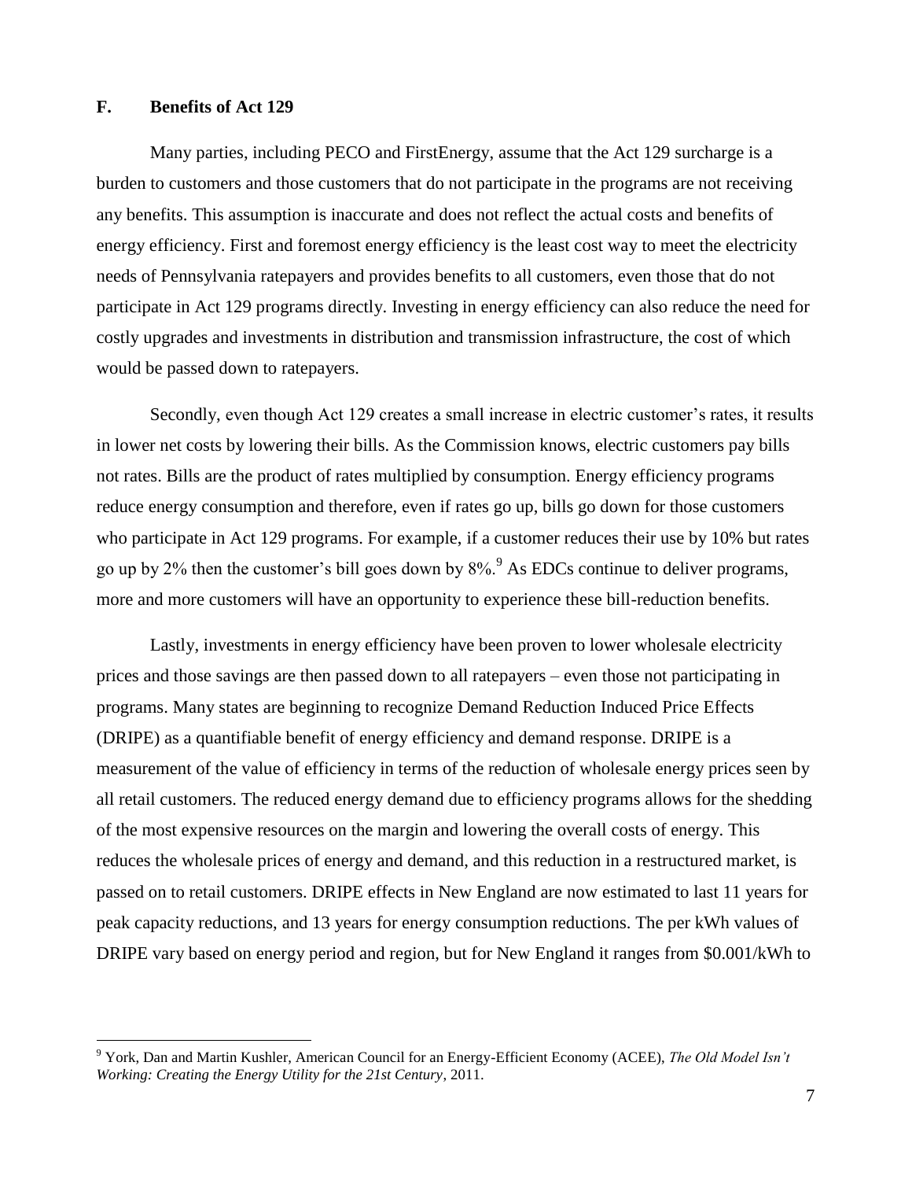## F. Benefits of Act 129

Many parties, including PECO and FirstEnergy, assume that the Act 129 surcharge is a burden to customers and those customers that do not participate in the programs are not receiving any benefits. This assumption is inaccurate and does not reflect the actual costs and benefits of energy efficiency. First and foremost energy efficiency is the least cost way to meet the electricity needs of Pennsylvania ratepayers and provides benefits to all customers, even those that do not participate in Act 129 programs directly. Investing in energy efficiency can also reduce the need for costly upgrades and investments in distribution and transmission infrastructure, the cost of which would be passed down to ratepayers.

Secondly, even though Act 129 creates a small increase in electric customer's rates, it results in lower net costs by lowering their bills. As the Commission knows, electric customers pay bills not rates. Bills are the product of rates multiplied by consumption. Energy efficiency programs reduce energy consumption and therefore, even if rates go up, bills go down for those customers who participate in Act 129 programs. For example, if a customer reduces their use by 10% but rates go up by 2% then the customer's bill goes down by 8%.[9] As EDCs continue to deliver programs, more and more customers will have an opportunity to experience these bill-reduction benefits.

Lastly, investments in energy efficiency have been proven to lower wholesale electricity prices and those savings are then passed down to all ratepayers – even those not participating in programs. Many states are beginning to recognize Demand Reduction Induced Price Effects (DRIPE) as a quantifiable benefit of energy efficiency and demand response. DRIPE is a measurement of the value of efficiency in terms of the reduction of wholesale energy prices seen by all retail customers. The reduced energy demand due to efficiency programs allows for the shedding of the most expensive resources on the margin and lowering the overall costs of energy. This reduces the wholesale prices of energy and demand, and this reduction in a restructured market, is passed on to retail customers. DRIPE effects in New England are now estimated to last 11 years for peak capacity reductions, and 13 years for energy consumption reductions. The per kWh values of DRIPE vary based on energy period and region, but for New England it ranges from $0.001/kWh to

---

[9] York, Dan and Martin Kushler, American Council for an Energy-Efficient Economy (ACEE), *The Old Model Isn't Working: Creating the Energy Utility for the 21st Century*, 2011.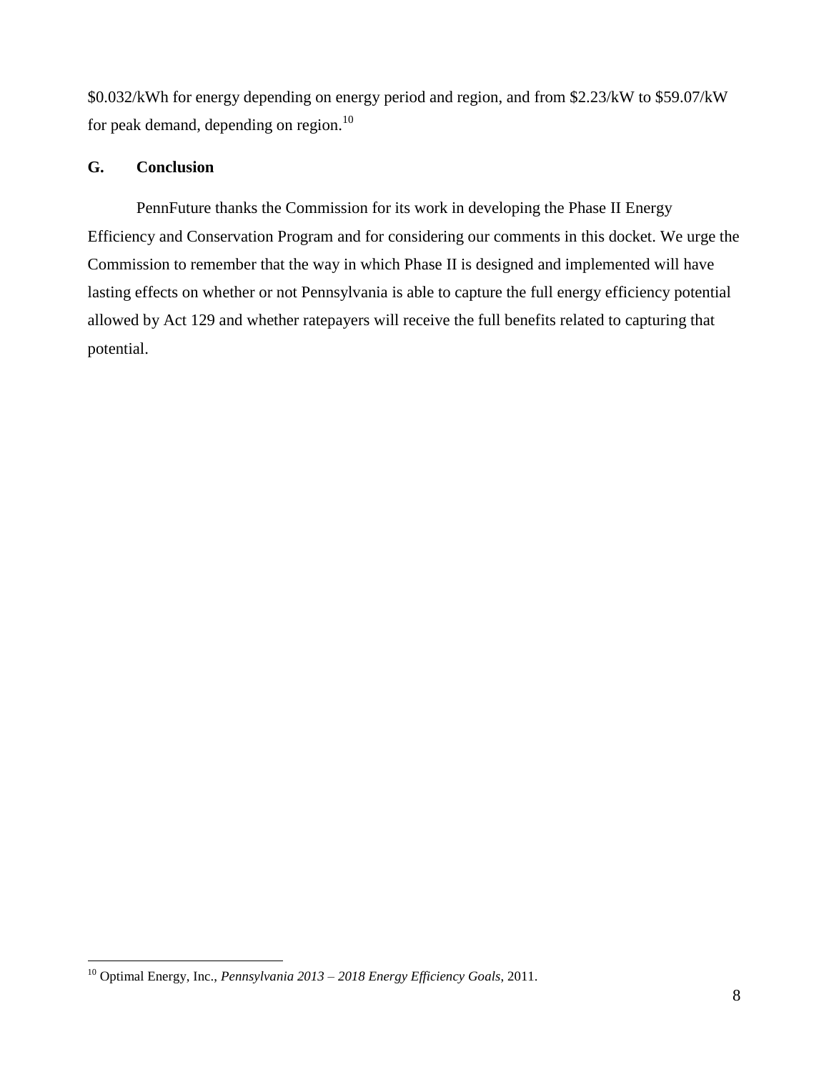\$0.032/kWh for energy depending on energy period and region, and from \$2.23/kW to \$59.07/kW for peak demand, depending on region.[10]

### G. Conclusion

PennFuture thanks the Commission for its work in developing the Phase II Energy Efficiency and Conservation Program and for considering our comments in this docket. We urge the Commission to remember that the way in which Phase II is designed and implemented will have lasting effects on whether or not Pennsylvania is able to capture the full energy efficiency potential allowed by Act 129 and whether ratepayers will receive the full benefits related to capturing that potential.

---

[10] Optimal Energy, Inc., *Pennsylvania 2013 – 2018 Energy Efficiency Goals*, 2011.